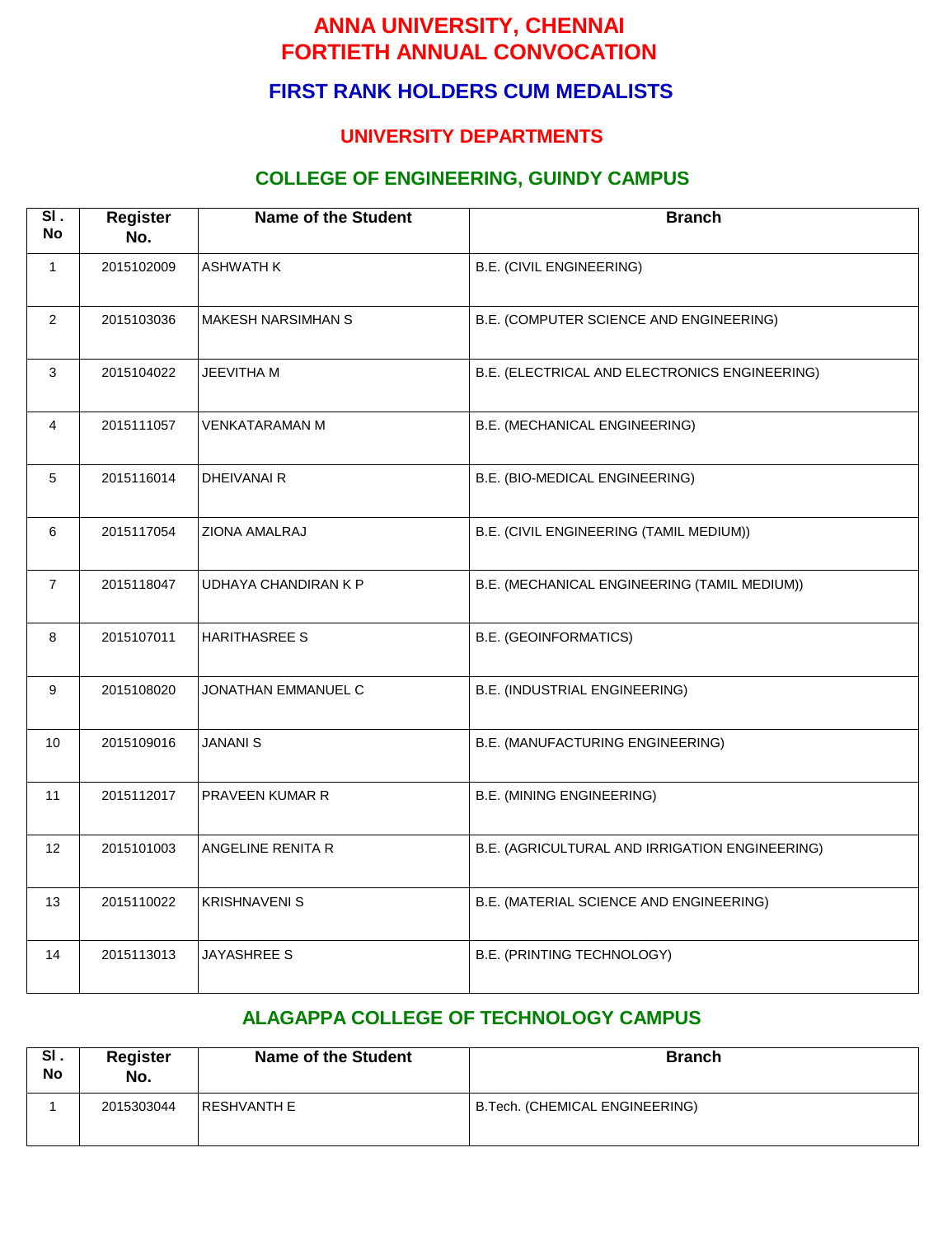# ANNA UNIVERSITY, CHENNAI
# FORTIETH ANNUAL CONVOCATION

## FIRST RANK HOLDERS CUM MEDALISTS

## UNIVERSITY DEPARTMENTS

### COLLEGE OF ENGINEERING, GUINDY CAMPUS

| Sl . No | Register No. | Name of the Student | Branch |
|---|---|---|---|
| 1 | 2015102009 | ASHWATH K | B.E. (CIVIL ENGINEERING) |
| 2 | 2015103036 | MAKESH NARSIMHAN S | B.E. (COMPUTER SCIENCE AND ENGINEERING) |
| 3 | 2015104022 | JEEVITHA M | B.E. (ELECTRICAL AND ELECTRONICS ENGINEERING) |
| 4 | 2015111057 | VENKATARAMAN M | B.E. (MECHANICAL ENGINEERING) |
| 5 | 2015116014 | DHEIVANAI R | B.E. (BIO-MEDICAL ENGINEERING) |
| 6 | 2015117054 | ZIONA AMALRAJ | B.E. (CIVIL ENGINEERING (TAMIL MEDIUM)) |
| 7 | 2015118047 | UDHAYA CHANDIRAN K P | B.E. (MECHANICAL ENGINEERING (TAMIL MEDIUM)) |
| 8 | 2015107011 | HARITHASREE S | B.E. (GEOINFORMATICS) |
| 9 | 2015108020 | JONATHAN EMMANUEL C | B.E. (INDUSTRIAL ENGINEERING) |
| 10 | 2015109016 | JANANI S | B.E. (MANUFACTURING ENGINEERING) |
| 11 | 2015112017 | PRAVEEN KUMAR R | B.E. (MINING ENGINEERING) |
| 12 | 2015101003 | ANGELINE RENITA R | B.E. (AGRICULTURAL AND IRRIGATION ENGINEERING) |
| 13 | 2015110022 | KRISHNAVENI S | B.E. (MATERIAL SCIENCE AND ENGINEERING) |
| 14 | 2015113013 | JAYASHREE S | B.E. (PRINTING TECHNOLOGY) |

### ALAGAPPA COLLEGE OF TECHNOLOGY CAMPUS

| Sl . No | Register No. | Name of the Student | Branch |
|---|---|---|---|
| 1 | 2015303044 | RESHVANTH E | B.Tech. (CHEMICAL ENGINEERING) |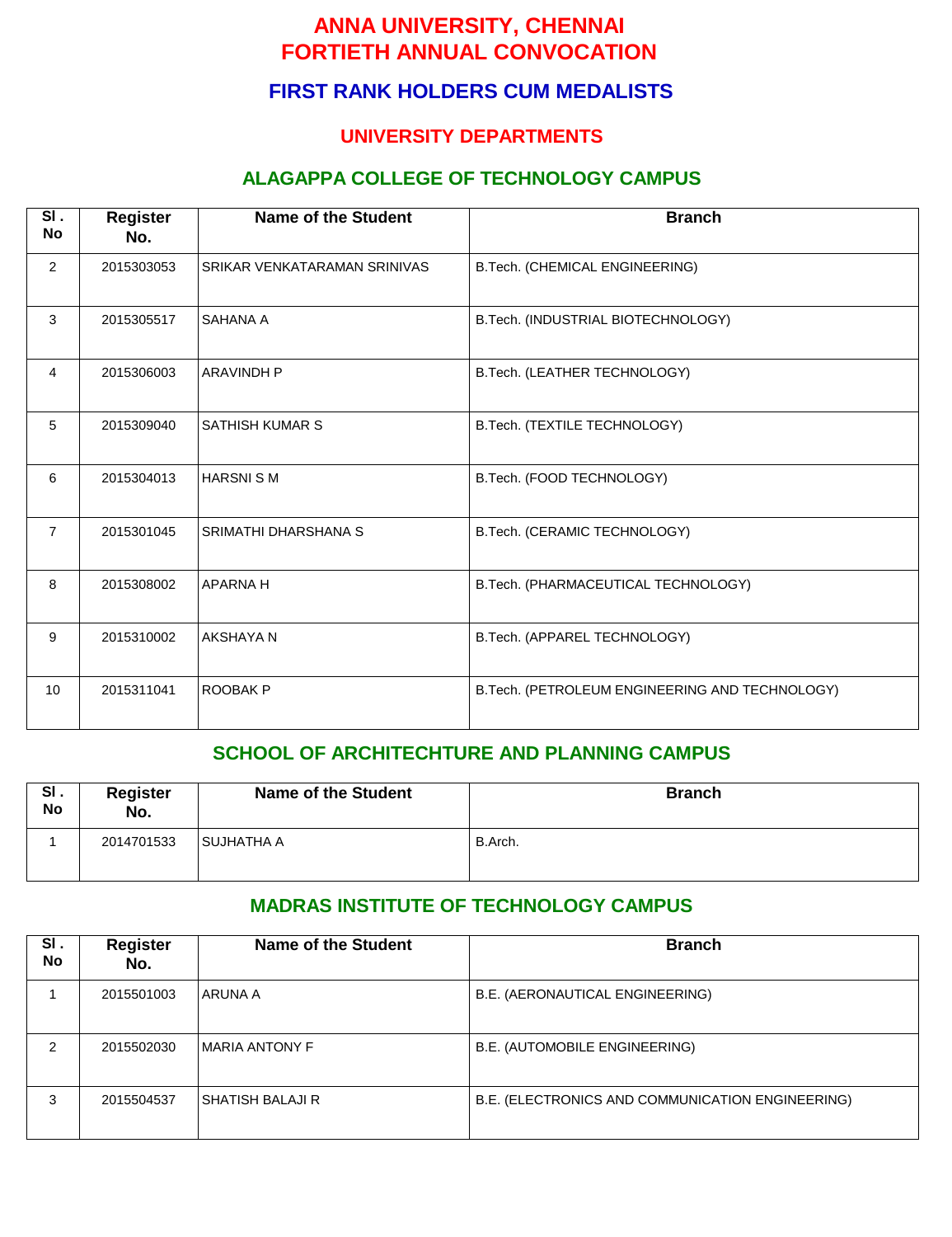# ANNA UNIVERSITY, CHENNAI
# FORTIETH ANNUAL CONVOCATION

## FIRST RANK HOLDERS CUM MEDALISTS

### UNIVERSITY DEPARTMENTS

### ALAGAPPA COLLEGE OF TECHNOLOGY CAMPUS

| Sl . No | Register No. | Name of the Student | Branch |
|---|---|---|---|
| 2 | 2015303053 | SRIKAR VENKATARAMAN SRINIVAS | B.Tech. (CHEMICAL ENGINEERING) |
| 3 | 2015305517 | SAHANA A | B.Tech. (INDUSTRIAL BIOTECHNOLOGY) |
| 4 | 2015306003 | ARAVINDH P | B.Tech. (LEATHER TECHNOLOGY) |
| 5 | 2015309040 | SATHISH KUMAR S | B.Tech. (TEXTILE TECHNOLOGY) |
| 6 | 2015304013 | HARSNI S M | B.Tech. (FOOD TECHNOLOGY) |
| 7 | 2015301045 | SRIMATHI DHARSHANA S | B.Tech. (CERAMIC TECHNOLOGY) |
| 8 | 2015308002 | APARNA H | B.Tech. (PHARMACEUTICAL TECHNOLOGY) |
| 9 | 2015310002 | AKSHAYA N | B.Tech. (APPAREL TECHNOLOGY) |
| 10 | 2015311041 | ROOBAK P | B.Tech. (PETROLEUM ENGINEERING AND TECHNOLOGY) |

### SCHOOL OF ARCHITECHTURE AND PLANNING CAMPUS

| Sl . No | Register No. | Name of the Student | Branch |
|---|---|---|---|
| 1 | 2014701533 | SUJHATHA A | B.Arch. |

### MADRAS INSTITUTE OF TECHNOLOGY CAMPUS

| Sl . No | Register No. | Name of the Student | Branch |
|---|---|---|---|
| 1 | 2015501003 | ARUNA A | B.E. (AERONAUTICAL ENGINEERING) |
| 2 | 2015502030 | MARIA ANTONY F | B.E. (AUTOMOBILE ENGINEERING) |
| 3 | 2015504537 | SHATISH BALAJI R | B.E. (ELECTRONICS AND COMMUNICATION ENGINEERING) |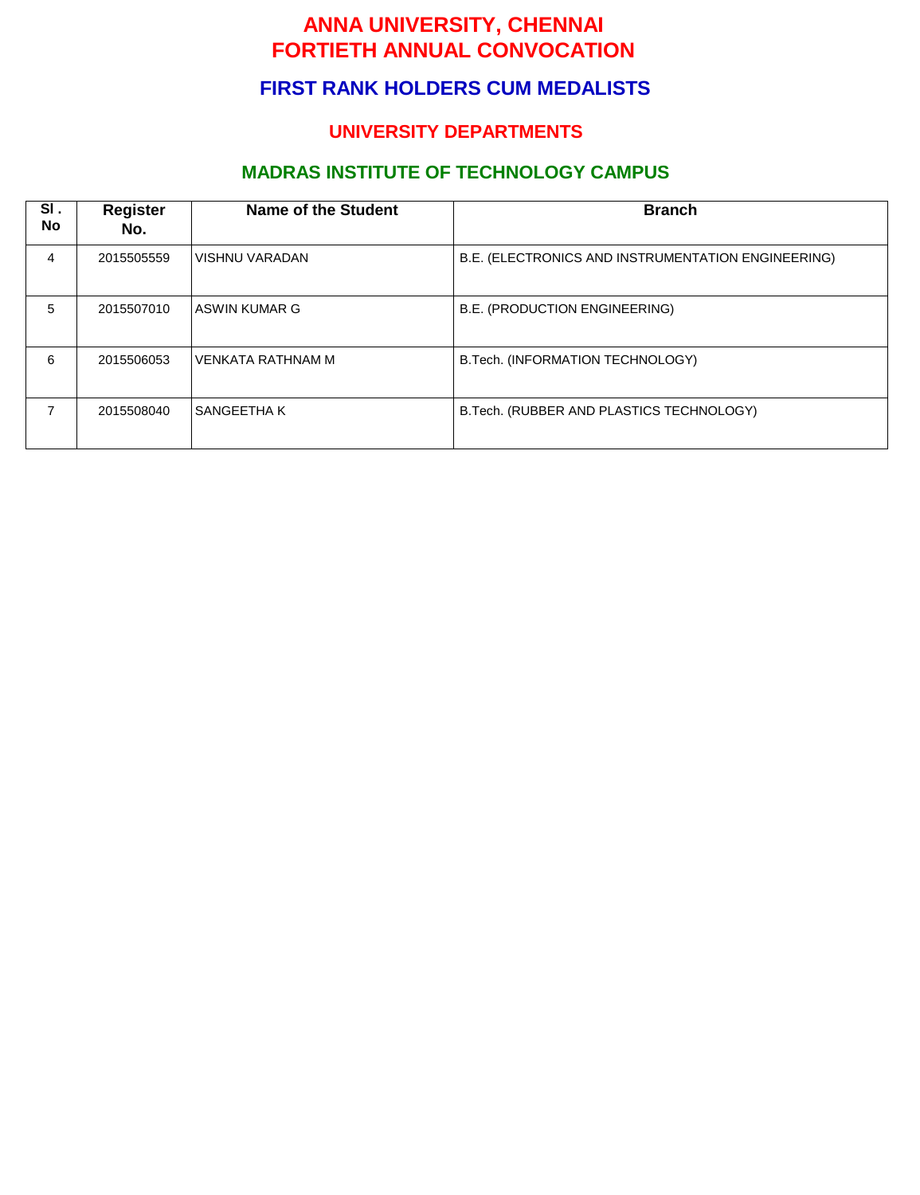# ANNA UNIVERSITY, CHENNAI
# FORTIETH ANNUAL CONVOCATION

## FIRST RANK HOLDERS CUM MEDALISTS

### UNIVERSITY DEPARTMENTS

### MADRAS INSTITUTE OF TECHNOLOGY CAMPUS

| Sl . No | Register No. | Name of the Student | Branch |
|---|---|---|---|
| 4 | 2015505559 | VISHNU VARADAN | B.E. (ELECTRONICS AND INSTRUMENTATION ENGINEERING) |
| 5 | 2015507010 | ASWIN KUMAR G | B.E. (PRODUCTION ENGINEERING) |
| 6 | 2015506053 | VENKATA RATHNAM M | B.Tech. (INFORMATION TECHNOLOGY) |
| 7 | 2015508040 | SANGEETHA K | B.Tech. (RUBBER AND PLASTICS TECHNOLOGY) |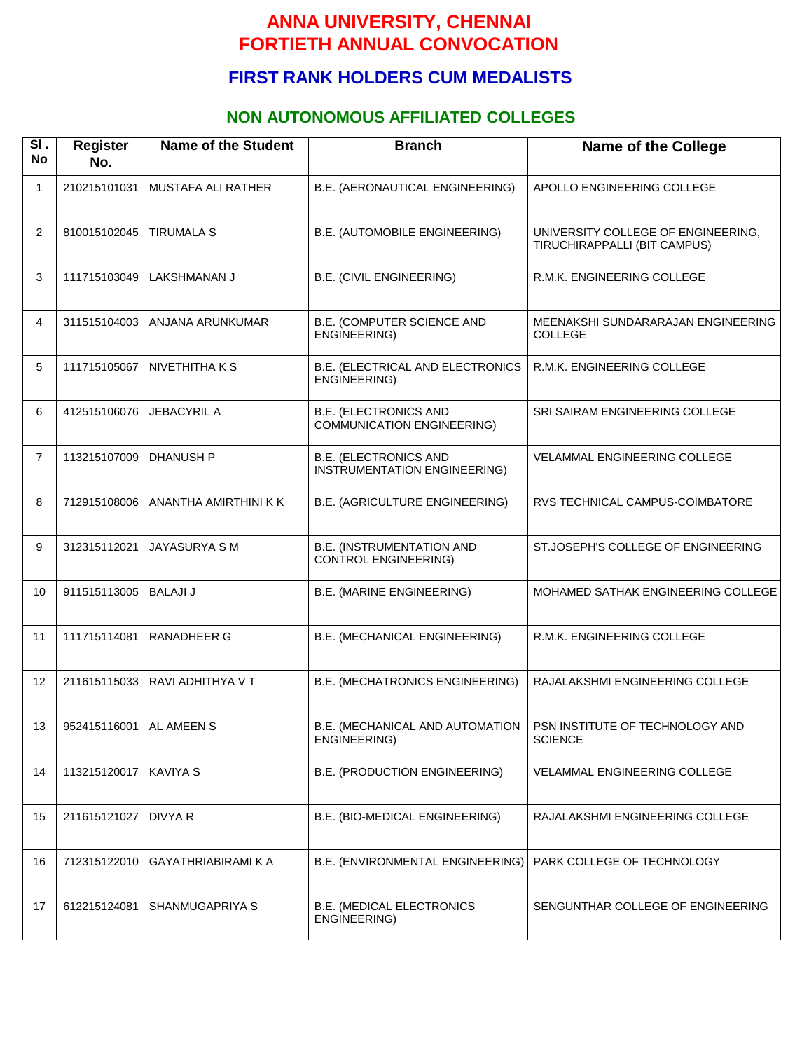# ANNA UNIVERSITY, CHENNAI
# FORTIETH ANNUAL CONVOCATION

## FIRST RANK HOLDERS CUM MEDALISTS

### NON AUTONOMOUS AFFILIATED COLLEGES

| Sl . No | Register No. | Name of the Student | Branch | Name of the College |
|---|---|---|---|---|
| 1 | 210215101031 | MUSTAFA ALI RATHER | B.E. (AERONAUTICAL ENGINEERING) | APOLLO ENGINEERING COLLEGE |
| 2 | 810015102045 | TIRUMALA S | B.E. (AUTOMOBILE ENGINEERING) | UNIVERSITY COLLEGE OF ENGINEERING, TIRUCHIRAPPALLI (BIT CAMPUS) |
| 3 | 111715103049 | LAKSHMANAN J | B.E. (CIVIL ENGINEERING) | R.M.K. ENGINEERING COLLEGE |
| 4 | 311515104003 | ANJANA ARUNKUMAR | B.E. (COMPUTER SCIENCE AND ENGINEERING) | MEENAKSHI SUNDARARAJAN ENGINEERING COLLEGE |
| 5 | 111715105067 | NIVETHITHA K S | B.E. (ELECTRICAL AND ELECTRONICS ENGINEERING) | R.M.K. ENGINEERING COLLEGE |
| 6 | 412515106076 | JEBACYRIL A | B.E. (ELECTRONICS AND COMMUNICATION ENGINEERING) | SRI SAIRAM ENGINEERING COLLEGE |
| 7 | 113215107009 | DHANUSH P | B.E. (ELECTRONICS AND INSTRUMENTATION ENGINEERING) | VELAMMAL ENGINEERING COLLEGE |
| 8 | 712915108006 | ANANTHA AMIRTHINI K K | B.E. (AGRICULTURE ENGINEERING) | RVS TECHNICAL CAMPUS-COIMBATORE |
| 9 | 312315112021 | JAYASURYA S M | B.E. (INSTRUMENTATION AND CONTROL ENGINEERING) | ST.JOSEPH'S COLLEGE OF ENGINEERING |
| 10 | 911515113005 | BALAJI J | B.E. (MARINE ENGINEERING) | MOHAMED SATHAK ENGINEERING COLLEGE |
| 11 | 111715114081 | RANADHEER G | B.E. (MECHANICAL ENGINEERING) | R.M.K. ENGINEERING COLLEGE |
| 12 | 211615115033 | RAVI ADHITHYA V T | B.E. (MECHATRONICS ENGINEERING) | RAJALAKSHMI ENGINEERING COLLEGE |
| 13 | 952415116001 | AL AMEEN S | B.E. (MECHANICAL AND AUTOMATION ENGINEERING) | PSN INSTITUTE OF TECHNOLOGY AND SCIENCE |
| 14 | 113215120017 | KAVIYA S | B.E. (PRODUCTION ENGINEERING) | VELAMMAL ENGINEERING COLLEGE |
| 15 | 211615121027 | DIVYA R | B.E. (BIO-MEDICAL ENGINEERING) | RAJALAKSHMI ENGINEERING COLLEGE |
| 16 | 712315122010 | GAYATHRIABIRAMI K A | B.E. (ENVIRONMENTAL ENGINEERING) | PARK COLLEGE OF TECHNOLOGY |
| 17 | 612215124081 | SHANMUGAPRIYA S | B.E. (MEDICAL ELECTRONICS ENGINEERING) | SENGUNTHAR COLLEGE OF ENGINEERING |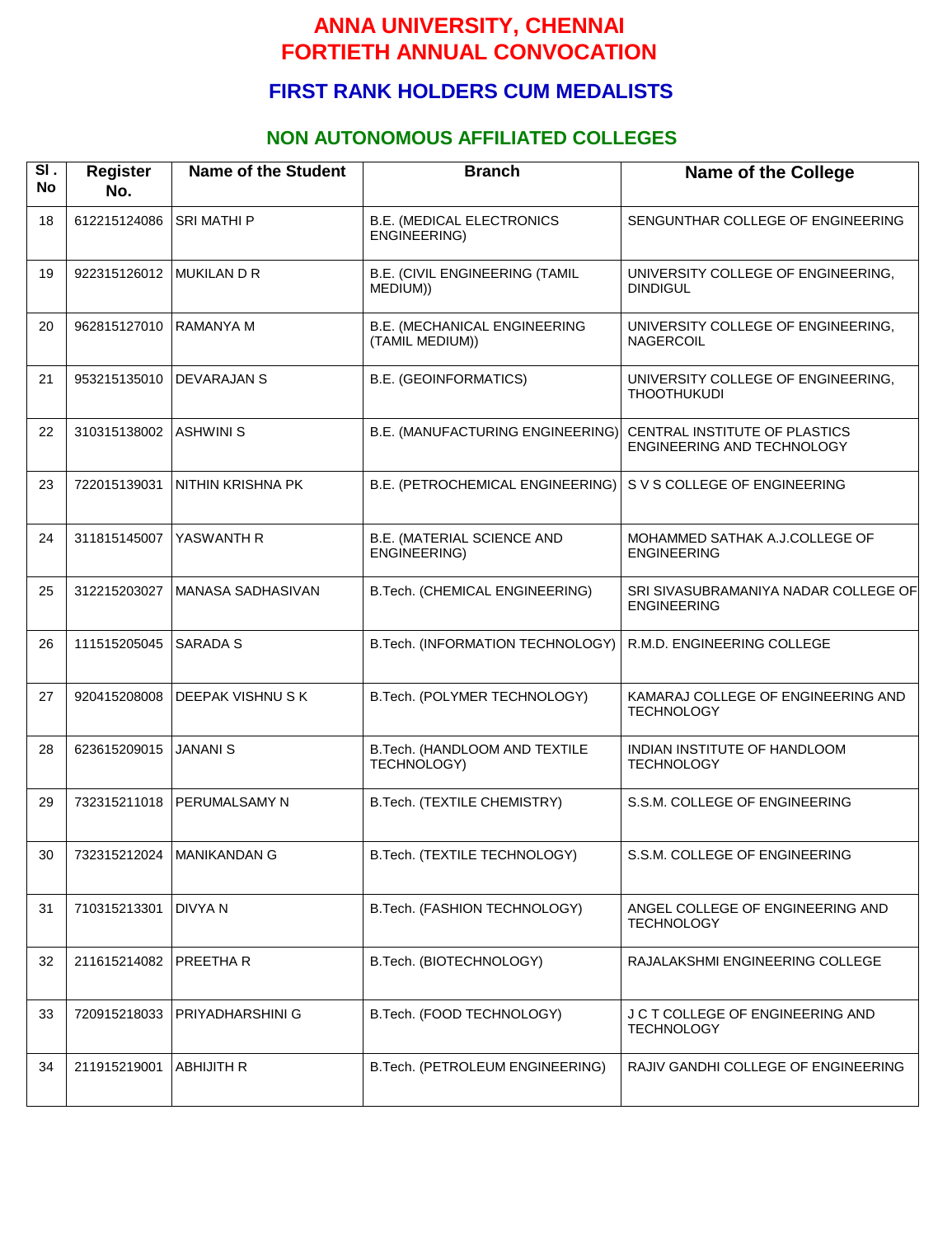# ANNA UNIVERSITY, CHENNAI
# FORTIETH ANNUAL CONVOCATION

## FIRST RANK HOLDERS CUM MEDALISTS

### NON AUTONOMOUS AFFILIATED COLLEGES

| Sl. No | Register No. | Name of the Student | Branch | Name of the College |
|---|---|---|---|---|
| 18 | 612215124086 | SRI MATHI P | B.E. (MEDICAL ELECTRONICS ENGINEERING) | SENGUNTHAR COLLEGE OF ENGINEERING |
| 19 | 922315126012 | MUKILAN D R | B.E. (CIVIL ENGINEERING (TAMIL MEDIUM)) | UNIVERSITY COLLEGE OF ENGINEERING, DINDIGUL |
| 20 | 962815127010 | RAMANYA M | B.E. (MECHANICAL ENGINEERING (TAMIL MEDIUM)) | UNIVERSITY COLLEGE OF ENGINEERING, NAGERCOIL |
| 21 | 953215135010 | DEVARAJAN S | B.E. (GEOINFORMATICS) | UNIVERSITY COLLEGE OF ENGINEERING, THOOTHUKUDI |
| 22 | 310315138002 | ASHWINI S | B.E. (MANUFACTURING ENGINEERING) | CENTRAL INSTITUTE OF PLASTICS ENGINEERING AND TECHNOLOGY |
| 23 | 722015139031 | NITHIN KRISHNA PK | B.E. (PETROCHEMICAL ENGINEERING) | S V S COLLEGE OF ENGINEERING |
| 24 | 311815145007 | YASWANTH R | B.E. (MATERIAL SCIENCE AND ENGINEERING) | MOHAMMED SATHAK A.J.COLLEGE OF ENGINEERING |
| 25 | 312215203027 | MANASA SADHASIVAN | B.Tech. (CHEMICAL ENGINEERING) | SRI SIVASUBRAMANIYA NADAR COLLEGE OF ENGINEERING |
| 26 | 111515205045 | SARADA S | B.Tech. (INFORMATION TECHNOLOGY) | R.M.D. ENGINEERING COLLEGE |
| 27 | 920415208008 | DEEPAK VISHNU S K | B.Tech. (POLYMER TECHNOLOGY) | KAMARAJ COLLEGE OF ENGINEERING AND TECHNOLOGY |
| 28 | 623615209015 | JANANI S | B.Tech. (HANDLOOM AND TEXTILE TECHNOLOGY) | INDIAN INSTITUTE OF HANDLOOM TECHNOLOGY |
| 29 | 732315211018 | PERUMALSAMY N | B.Tech. (TEXTILE CHEMISTRY) | S.S.M. COLLEGE OF ENGINEERING |
| 30 | 732315212024 | MANIKANDAN G | B.Tech. (TEXTILE TECHNOLOGY) | S.S.M. COLLEGE OF ENGINEERING |
| 31 | 710315213301 | DIVYA N | B.Tech. (FASHION TECHNOLOGY) | ANGEL COLLEGE OF ENGINEERING AND TECHNOLOGY |
| 32 | 211615214082 | PREETHA R | B.Tech. (BIOTECHNOLOGY) | RAJALAKSHMI ENGINEERING COLLEGE |
| 33 | 720915218033 | PRIYADHARSHINI G | B.Tech. (FOOD TECHNOLOGY) | J C T COLLEGE OF ENGINEERING AND TECHNOLOGY |
| 34 | 211915219001 | ABHIJITH R | B.Tech. (PETROLEUM ENGINEERING) | RAJIV GANDHI COLLEGE OF ENGINEERING |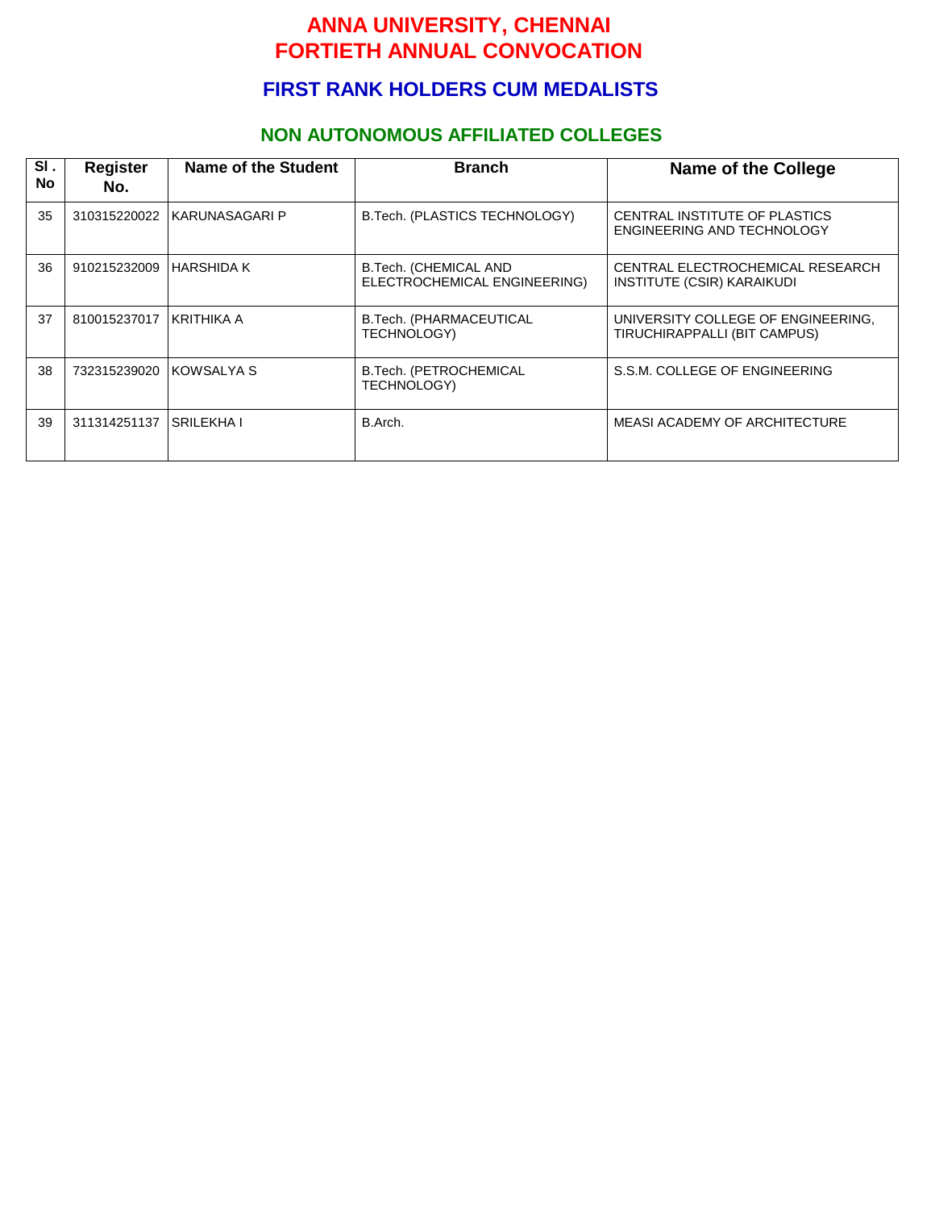# ANNA UNIVERSITY, CHENNAI
# FORTIETH ANNUAL CONVOCATION

## FIRST RANK HOLDERS CUM MEDALISTS

### NON AUTONOMOUS AFFILIATED COLLEGES

| Sl . No | Register No. | Name of the Student | Branch | Name of the College |
|---|---|---|---|---|
| 35 | 310315220022 | KARUNASAGARI P | B.Tech. (PLASTICS TECHNOLOGY) | CENTRAL INSTITUTE OF PLASTICS ENGINEERING AND TECHNOLOGY |
| 36 | 910215232009 | HARSHIDA K | B.Tech. (CHEMICAL AND ELECTROCHEMICAL ENGINEERING) | CENTRAL ELECTROCHEMICAL RESEARCH INSTITUTE (CSIR) KARAIKUDI |
| 37 | 810015237017 | KRITHIKA A | B.Tech. (PHARMACEUTICAL TECHNOLOGY) | UNIVERSITY COLLEGE OF ENGINEERING, TIRUCHIRAPPALLI (BIT CAMPUS) |
| 38 | 732315239020 | KOWSALYA S | B.Tech. (PETROCHEMICAL TECHNOLOGY) | S.S.M. COLLEGE OF ENGINEERING |
| 39 | 311314251137 | SRILEKHA I | B.Arch. | MEASI ACADEMY OF ARCHITECTURE |